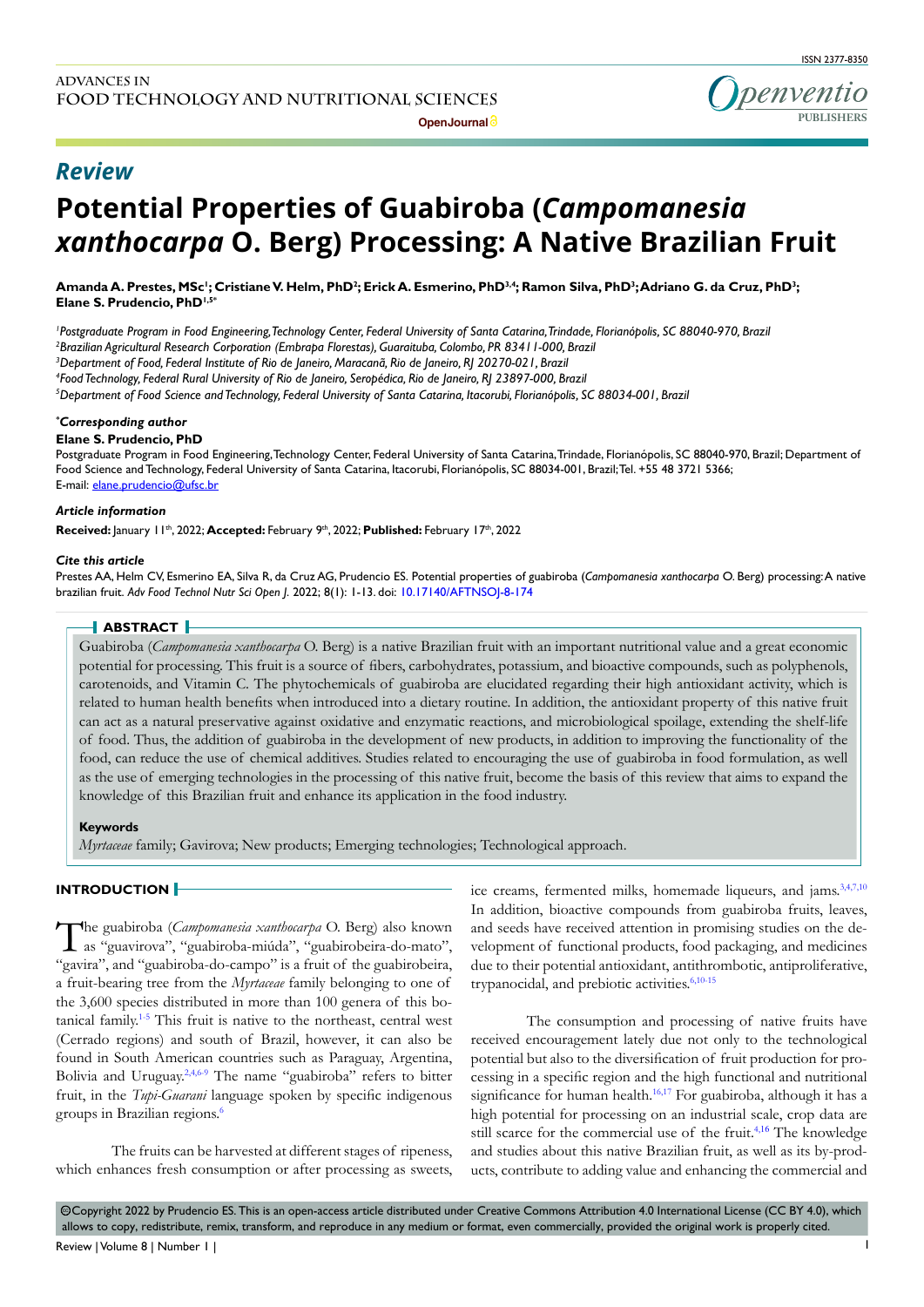## Review

# Potential Properties of Guabiroba (*Campomanesia xanthocarpa* O. Berg) Processing: A Native Brazilian Fruit

**Amanda A. Prestes, MSc[1]; Cristiane V. Helm, PhD[2]; Erick A. Esmerino, PhD[3,4]; Ramon Silva, PhD[3]; Adriano G. da Cruz, PhD[3]; Elane S. Prudencio, PhD[1,5*]**

*[1]Postgraduate Program in Food Engineering, Technology Center, Federal University of Santa Catarina, Trindade, Florianópolis, SC 88040-970, Brazil*
*[2]Brazilian Agricultural Research Corporation (Embrapa Florestas), Guaraituba, Colombo, PR 83411-000, Brazil*
*[3]Department of Food, Federal Institute of Rio de Janeiro, Maracanã, Rio de Janeiro, RJ 20270-021, Brazil*
*[4]Food Technology, Federal Rural University of Rio de Janeiro, Seropédica, Rio de Janeiro, RJ 23897-000, Brazil*
*[5]Department of Food Science and Technology, Federal University of Santa Catarina, Itacorubi, Florianópolis, SC 88034-001, Brazil*

***Corresponding author***
**Elane S. Prudencio, PhD**
Postgraduate Program in Food Engineering, Technology Center, Federal University of Santa Catarina, Trindade, Florianópolis, SC 88040-970, Brazil; Department of Food Science and Technology, Federal University of Santa Catarina, Itacorubi, Florianópolis, SC 88034-001, Brazil; Tel. +55 48 3721 5366;
E-mail: elane.prudencio@ufsc.br

***Article information***
**Received:** January 11th, 2022; **Accepted:** February 9th, 2022; **Published:** February 17th, 2022

***Cite this article***
Prestes AA, Helm CV, Esmerino EA, Silva R, da Cruz AG, Prudencio ES. Potential properties of guabiroba (*Campomanesia xanthocarpa* O. Berg) processing: A native brazilian fruit. *Adv Food Technol Nutr Sci Open J*. 2022; 8(1): 1-13. doi: 10.17140/AFTNSOJ-8-174

## ABSTRACT

Guabiroba (*Campomanesia xanthocarpa* O. Berg) is a native Brazilian fruit with an important nutritional value and a great economic potential for processing. This fruit is a source of fibers, carbohydrates, potassium, and bioactive compounds, such as polyphenols, carotenoids, and Vitamin C. The phytochemicals of guabiroba are elucidated regarding their high antioxidant activity, which is related to human health benefits when introduced into a dietary routine. In addition, the antioxidant property of this native fruit can act as a natural preservative against oxidative and enzymatic reactions, and microbiological spoilage, extending the shelf-life of food. Thus, the addition of guabiroba in the development of new products, in addition to improving the functionality of the food, can reduce the use of chemical additives. Studies related to encouraging the use of guabiroba in food formulation, as well as the use of emerging technologies in the processing of this native fruit, become the basis of this review that aims to expand the knowledge of this Brazilian fruit and enhance its application in the food industry.

**Keywords**

*Myrtaceae* family; Gavirova; New products; Emerging technologies; Technological approach.

## INTRODUCTION

The guabiroba (*Campomanesia xanthocarpa* O. Berg) also known as "guavirova", "guabiroba-miúda", "guabirobeira-do-mato", "gavira", and "guabiroba-do-campo" is a fruit of the guabirobeira, a fruit-bearing tree from the *Myrtaceae* family belonging to one of the 3,600 species distributed in more than 100 genera of this botanical family.[1-5] This fruit is native to the northeast, central west (Cerrado regions) and south of Brazil, however, it can also be found in South American countries such as Paraguay, Argentina, Bolivia and Uruguay.[2,4,6-9] The name "guabiroba" refers to bitter fruit, in the *Tupi-Guarani* language spoken by specific indigenous groups in Brazilian regions.[6]

The fruits can be harvested at different stages of ripeness, which enhances fresh consumption or after processing as sweets, ice creams, fermented milks, homemade liqueurs, and jams.[3,4,7,10] In addition, bioactive compounds from guabiroba fruits, leaves, and seeds have received attention in promising studies on the development of functional products, food packaging, and medicines due to their potential antioxidant, antithrombotic, antiproliferative, trypanocidal, and prebiotic activities.[6,10-15]

The consumption and processing of native fruits have received encouragement lately due not only to the technological potential but also to the diversification of fruit production for processing in a specific region and the high functional and nutritional significance for human health.[16,17] For guabiroba, although it has a high potential for processing on an industrial scale, crop data are still scarce for the commercial use of the fruit.[4,16] The knowledge and studies about this native Brazilian fruit, as well as its by-products, contribute to adding value and enhancing the commercial and

©Copyright 2022 by Prudencio ES. This is an open-access article distributed under Creative Commons Attribution 4.0 International License (CC BY 4.0), which allows to copy, redistribute, remix, transform, and reproduce in any medium or format, even commercially, provided the original work is properly cited.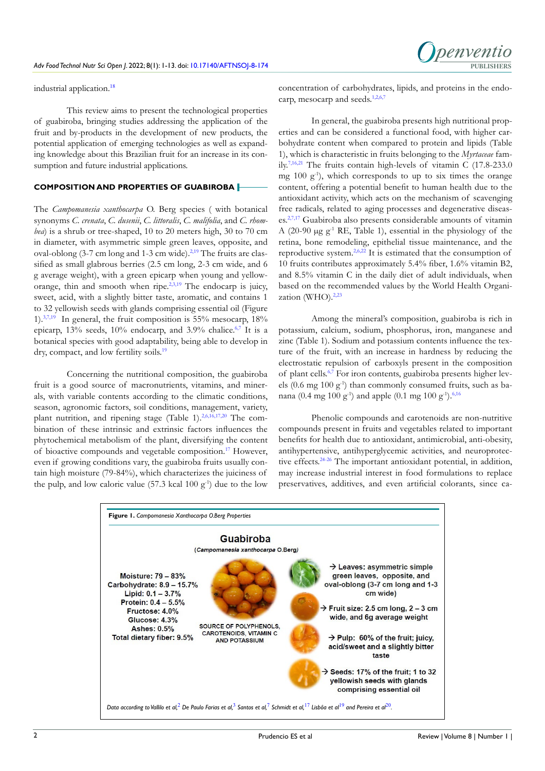industrial application.[18]

This review aims to present the technological properties of guabiroba, bringing studies addressing the application of the fruit and by-products in the development of new products, the potential application of emerging technologies as well as expanding knowledge about this Brazilian fruit for an increase in its consumption and future industrial applications.

## COMPOSITION AND PROPERTIES OF GUABIROBA

The *Campomanesia xanthocarpa* O. Berg species ( with botanical synonyms *C. crenata*, *C. dusenii*, *C. littoralis*, *C. malifolia*, and *C. rhombea*) is a shrub or tree-shaped, 10 to 20 meters high, 30 to 70 cm in diameter, with asymmetric simple green leaves, opposite, and oval-oblong (3-7 cm long and 1-3 cm wide).[2,19] The fruits are classified as small glabrous berries (2.5 cm long, 2-3 cm wide, and 6 g average weight), with a green epicarp when young and yellow-orange, thin and smooth when ripe.[2,3,19] The endocarp is juicy, sweet, acid, with a slightly bitter taste, aromatic, and contains 1 to 32 yellowish seeds with glands comprising essential oil (Figure 1).[3,7,19] In general, the fruit composition is 55% mesocarp, 18% epicarp, 13% seeds, 10% endocarp, and 3.9% chalice.[6,7] It is a botanical species with good adaptability, being able to develop in dry, compact, and low fertility soils.[19]

Concerning the nutritional composition, the guabiroba fruit is a good source of macronutrients, vitamins, and minerals, with variable contents according to the climatic conditions, season, agronomic factors, soil conditions, management, variety, plant nutrition, and ripening stage (Table 1).[2,6,16,17,20] The combination of these intrinsic and extrinsic factors influences the phytochemical metabolism of the plant, diversifying the content of bioactive compounds and vegetable composition.[17] However, even if growing conditions vary, the guabiroba fruits usually contain high moisture (79-84%), which characterizes the juiciness of the pulp, and low caloric value (57.3 kcal 100 g$^{-1}$) due to the low concentration of carbohydrates, lipids, and proteins in the endocarp, mesocarp and seeds.[1,2,6,7]

In general, the guabiroba presents high nutritional properties and can be considered a functional food, with higher carbohydrate content when compared to protein and lipids (Table 1), which is characteristic in fruits belonging to the *Myrtaceae* family.[7,16,21] The fruits contain high-levels of vitamin C (17.8-233.0 mg 100 g$^{-1}$), which corresponds to up to six times the orange content, offering a potential benefit to human health due to the antioxidant activity, which acts on the mechanism of scavenging free radicals, related to aging processes and degenerative diseases.[2,7,17] Guabiroba also presents considerable amounts of vitamin A (20-90 μg g$^{-1}$ RE, Table 1), essential in the physiology of the retina, bone remodeling, epithelial tissue maintenance, and the reproductive system.[2,6,22] It is estimated that the consumption of 10 fruits contributes approximately 5.4% fiber, 1.6% vitamin B2, and 8.5% vitamin C in the daily diet of adult individuals, when based on the recommended values by the World Health Organization (WHO).[2,23]

Among the mineral's composition, guabiroba is rich in potassium, calcium, sodium, phosphorus, iron, manganese and zinc (Table 1). Sodium and potassium contents influence the texture of the fruit, with an increase in hardness by reducing the electrostatic repulsion of carboxyls present in the composition of plant cells.[6,7] For iron contents, guabiroba presents higher levels (0.6 mg 100 g$^{-1}$) than commonly consumed fruits, such as banana (0.4 mg 100 g$^{-1}$) and apple (0.1 mg 100 g$^{-1}$).[6,16]

Phenolic compounds and carotenoids are non-nutritive compounds present in fruits and vegetables related to important benefits for health due to antioxidant, antimicrobial, anti-obesity, antihypertensive, antihyperglycemic activities, and neuroprotective effects.[24-26] The important antioxidant potential, in addition, may increase industrial interest in food formulations to replace preservatives, additives, and even artificial colorants, since ca-

**Figure 1.** *Campomanesia Xanthocarpa O.Berg Properties*

Guabiroba
(*Campomanesia xanthocarpa* O.Berg)

Moisture: 79 – 83%
Carbohydrate: 8.9 – 15.7%
Lipid: 0.1 – 3.7%
Protein: 0.4 – 5.5%
Fructose: 4.0%
Glucose: 4.3%
Ashes: 0.5%
Total dietary fiber: 9.5%

SOURCE OF POLYPHENOLS, CAROTENOIDS, VITAMIN C AND POTASSIUM

→ Leaves: asymmetric simple green leaves, opposite, and oval-oblong (3-7 cm long and 1-3 cm wide)

→ Fruit size: 2.5 cm long, 2 – 3 cm wide, and 6g average weight

→ Pulp: 60% of the fruit; juicy, acid/sweet and a slightly bitter taste

→ Seeds: 17% of the fruit; 1 to 32 yellowish seeds with glands comprising essential oil

*Data according to Vallilo et al,[2] De Paulo Farias et al,[3] Santos et al,[7] Schmidt et al,[17] Lisbôa et al[19] and Pereira et al[20].*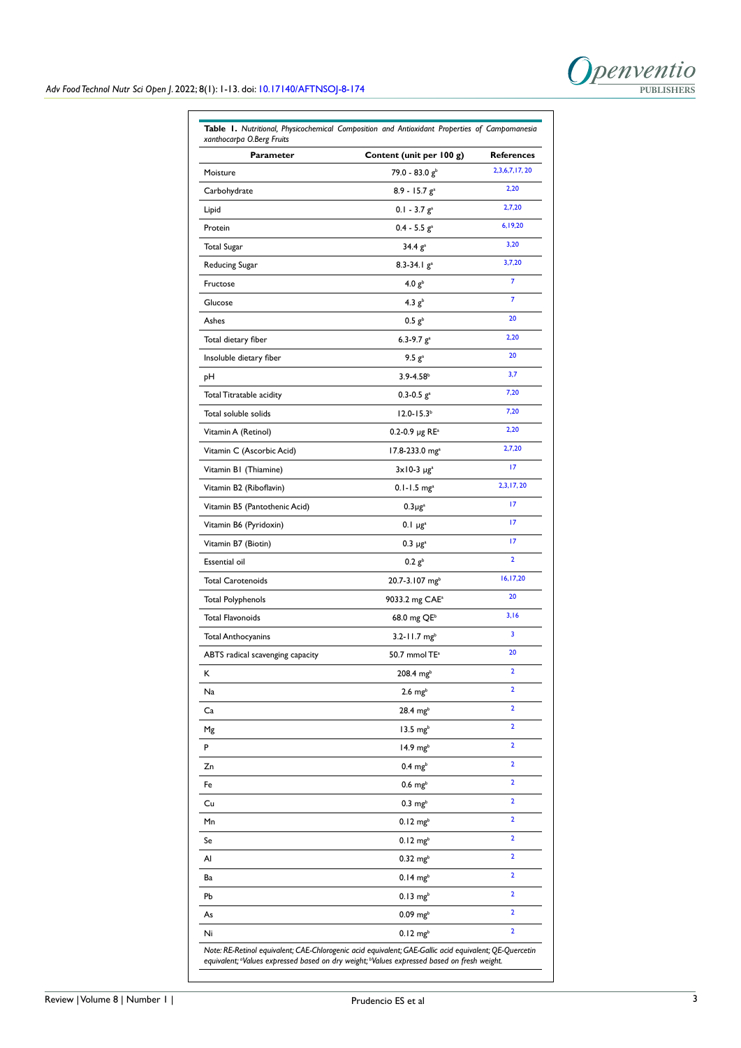**Table 1.** *Nutritional, Physicochemical Composition and Antioxidant Properties of Campomanesia xanthocarpa O.Berg Fruits*

| Parameter | Content (unit per 100 g) | References |
|---|---|---|
| Moisture | 79.0 - 83.0 g[b] | 2,3,6,7,17, 20 |
| Carbohydrate | 8.9 - 15.7 g[a] | 2,20 |
| Lipid | 0.1 - 3.7 g[a] | 2,7,20 |
| Protein | 0.4 - 5.5 g[a] | 6,19,20 |
| Total Sugar | 34.4 g[a] | 3,20 |
| Reducing Sugar | 8.3-34.1 g[a] | 3,7,20 |
| Fructose | 4.0 g[b] | 7 |
| Glucose | 4.3 g[b] | 7 |
| Ashes | 0.5 g[b] | 20 |
| Total dietary fiber | 6.3-9.7 g[a] | 2,20 |
| Insoluble dietary fiber | 9.5 g[a] | 20 |
| pH | 3.9-4.58[b] | 3,7 |
| Total Titratable acidity | 0.3-0.5 g[a] | 7,20 |
| Total soluble solids | 12.0-15.3[b] | 7,20 |
| Vitamin A (Retinol) | 0.2-0.9 μg RE[a] | 2,20 |
| Vitamin C (Ascorbic Acid) | 17.8-233.0 mg[a] | 2,7,20 |
| Vitamin B1 (Thiamine) | 3x10-3 μg[a] | 17 |
| Vitamin B2 (Riboflavin) | 0.1-1.5 mg[a] | 2,3,17, 20 |
| Vitamin B5 (Pantothenic Acid) | 0.3μg[a] | 17 |
| Vitamin B6 (Pyridoxin) | 0.1 μg[a] | 17 |
| Vitamin B7 (Biotin) | 0.3 μg[a] | 17 |
| Essential oil | 0.2 g[b] | 2 |
| Total Carotenoids | 20.7-3.107 mg[b] | 16,17,20 |
| Total Polyphenols | 9033.2 mg CAE[a] | 20 |
| Total Flavonoids | 68.0 mg QE[b] | 3,16 |
| Total Anthocyanins | 3.2-11.7 mg[b] | 3 |
| ABTS radical scavenging capacity | 50.7 mmol TE[a] | 20 |
| K | 208.4 mg[b] | 2 |
| Na | 2.6 mg[b] | 2 |
| Ca | 28.4 mg[b] | 2 |
| Mg | 13.5 mg[b] | 2 |
| P | 14.9 mg[b] | 2 |
| Zn | 0.4 mg[b] | 2 |
| Fe | 0.6 mg[b] | 2 |
| Cu | 0.3 mg[b] | 2 |
| Mn | 0.12 mg[b] | 2 |
| Se | 0.12 mg[b] | 2 |
| Al | 0.32 mg[b] | 2 |
| Ba | 0.14 mg[b] | 2 |
| Pb | 0.13 mg[b] | 2 |
| As | 0.09 mg[b] | 2 |
| Ni | 0.12 mg[b] | 2 |

*Note: RE-Retinol equivalent; CAE-Chlorogenic acid equivalent; GAE-Gallic acid equivalent; QE-Quercetin equivalent; [a]Values expressed based on dry weight; [b]Values expressed based on fresh weight.*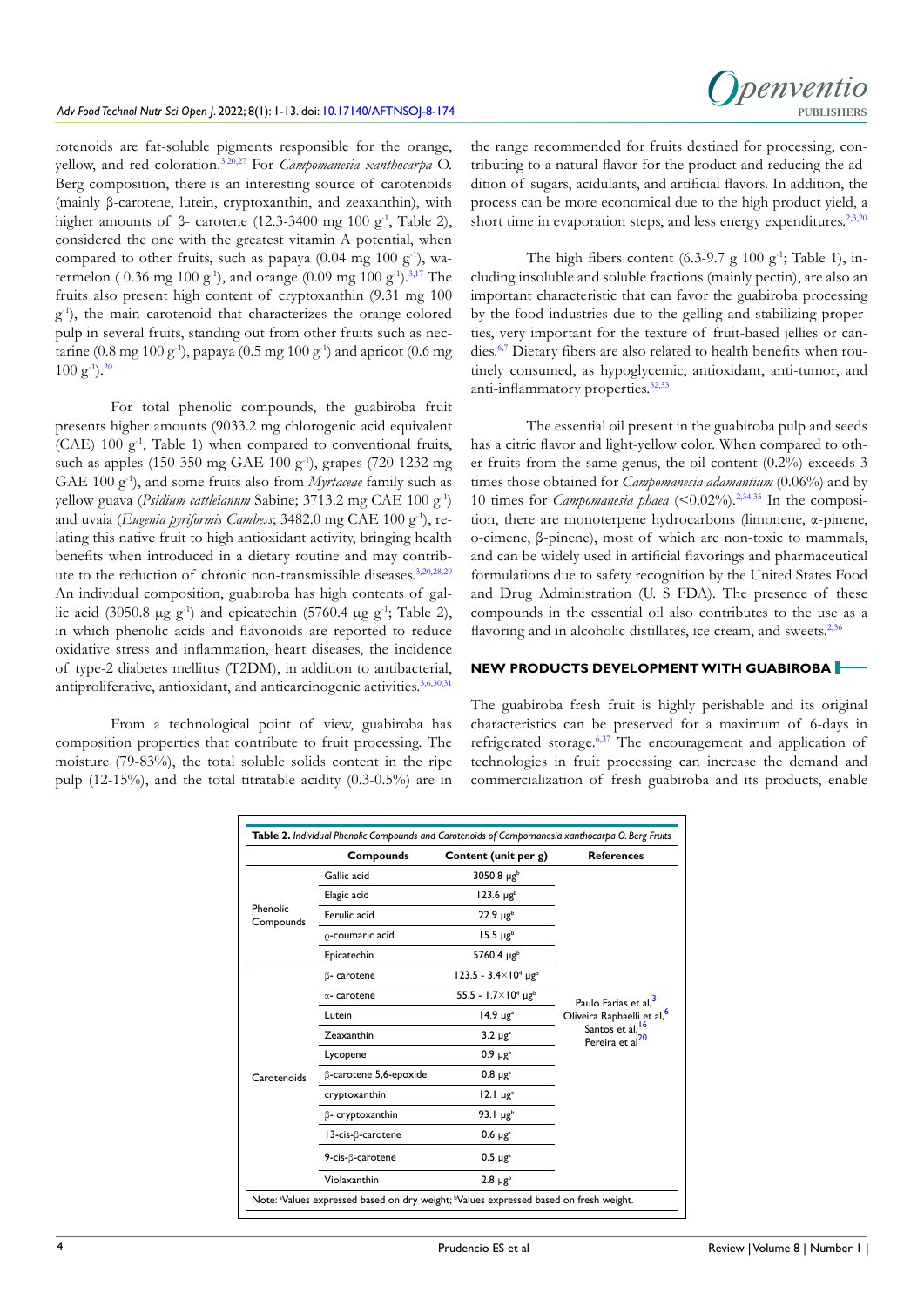rotenoids are fat-soluble pigments responsible for the orange, yellow, and red coloration.[3,20,27] For *Campomanesia xanthocarpa* O. Berg composition, there is an interesting source of carotenoids (mainly β-carotene, lutein, cryptoxanthin, and zeaxanthin), with higher amounts of β- carotene (12.3-3400 mg 100 $g^{-1}$, Table 2), considered the one with the greatest vitamin A potential, when compared to other fruits, such as papaya (0.04 mg 100 $g^{-1}$), watermelon ( 0.36 mg 100 $g^{-1}$), and orange (0.09 mg 100 $g^{-1}$).[3,17] The fruits also present high content of cryptoxanthin (9.31 mg 100 $g^{-1}$), the main carotenoid that characterizes the orange-colored pulp in several fruits, standing out from other fruits such as nectarine (0.8 mg 100 $g^{-1}$), papaya (0.5 mg 100 $g^{-1}$) and apricot (0.6 mg 100 $g^{-1}$).[20]

For total phenolic compounds, the guabiroba fruit presents higher amounts (9033.2 mg chlorogenic acid equivalent (CAE) 100 $g^{-1}$, Table 1) when compared to conventional fruits, such as apples (150-350 mg GAE 100 $g^{-1}$), grapes (720-1232 mg GAE 100 $g^{-1}$), and some fruits also from *Myrtaceae* family such as yellow guava (*Psidium cattleianum* Sabine; 3713.2 mg CAE 100 $g^{-1}$) and uvaia (*Eugenia pyriformis Cambess*; 3482.0 mg CAE 100 $g^{-1}$), relating this native fruit to high antioxidant activity, bringing health benefits when introduced in a dietary routine and may contribute to the reduction of chronic non-transmissible diseases.[3,20,28,29] An individual composition, guabiroba has high contents of gallic acid (3050.8 μg $g^{-1}$) and epicatechin (5760.4 μg $g^{-1}$; Table 2), in which phenolic acids and flavonoids are reported to reduce oxidative stress and inflammation, heart diseases, the incidence of type-2 diabetes mellitus (T2DM), in addition to antibacterial, antiproliferative, antioxidant, and anticarcinogenic activities.[3,6,30,31]

From a technological point of view, guabiroba has composition properties that contribute to fruit processing. The moisture (79-83%), the total soluble solids content in the ripe pulp (12-15%), and the total titratable acidity (0.3-0.5%) are in the range recommended for fruits destined for processing, contributing to a natural flavor for the product and reducing the addition of sugars, acidulants, and artificial flavors. In addition, the process can be more economical due to the high product yield, a short time in evaporation steps, and less energy expenditures.[2,3,20]

The high fibers content (6.3-9.7 g 100 $g^{-1}$; Table 1), including insoluble and soluble fractions (mainly pectin), are also an important characteristic that can favor the guabiroba processing by the food industries due to the gelling and stabilizing properties, very important for the texture of fruit-based jellies or candies.[6,7] Dietary fibers are also related to health benefits when routinely consumed, as hypoglycemic, antioxidant, anti-tumor, and anti-inflammatory properties.[32,33]

The essential oil present in the guabiroba pulp and seeds has a citric flavor and light-yellow color. When compared to other fruits from the same genus, the oil content (0.2%) exceeds 3 times those obtained for *Campomanesia adamantium* (0.06%) and by 10 times for *Campomanesia phaea* (<0.02%).[2,34,35] In the composition, there are monoterpene hydrocarbons (limonene, α-pinene, o-cimene, β-pinene), most of which are non-toxic to mammals, and can be widely used in artificial flavorings and pharmaceutical formulations due to safety recognition by the United States Food and Drug Administration (U. S FDA). The presence of these compounds in the essential oil also contributes to the use as a flavoring and in alcoholic distillates, ice cream, and sweets.[2,36]

## NEW PRODUCTS DEVELOPMENT WITH GUABIROBA

The guabiroba fresh fruit is highly perishable and its original characteristics can be preserved for a maximum of 6-days in refrigerated storage.[6,37] The encouragement and application of technologies in fruit processing can increase the demand and commercialization of fresh guabiroba and its products, enable

**Table 2.** *Individual Phenolic Compounds and Carotenoids of Campomanesia xanthocarpa O. Berg Fruits*

| | Compounds | Content (unit per g) | References |
|---|---|---|---|
| Phenolic Compounds | Gallic acid | 3050.8 μg[b] | Paulo Farias et al,[3] Oliveira Raphaelli et al,[6] Santos et al,[16] Pereira et al[20] |
| | Elagic acid | 123.6 μg[b] | |
| | Ferulic acid | 22.9 μg[b] | |
| | ρ-coumaric acid | 15.5 μg[b] | |
| | Epicatechin | 5760.4 μg[b] | |
| Carotenoids | β- carotene | 123.5 - $3.4\times10^4$ μg[b] | |
| | α- carotene | 55.5 - $1.7\times10^4$ μg[b] | |
| | Lutein | 14.9 μg[a] | |
| | Zeaxanthin | 3.2 μg[a] | |
| | Lycopene | 0.9 μg[b] | |
| | β-carotene 5,6-epoxide | 0.8 μg[a] | |
| | cryptoxanthin | 12.1 μg[a] | |
| | β- cryptoxanthin | 93.1 μg[b] | |
| | 13-cis-β-carotene | 0.6 μg[a] | |
| | 9-cis-β-carotene | 0.5 μg[a] | |
| | Violaxanthin | 2.8 μg[b] | |

Note: [a]Values expressed based on dry weight; [b]Values expressed based on fresh weight.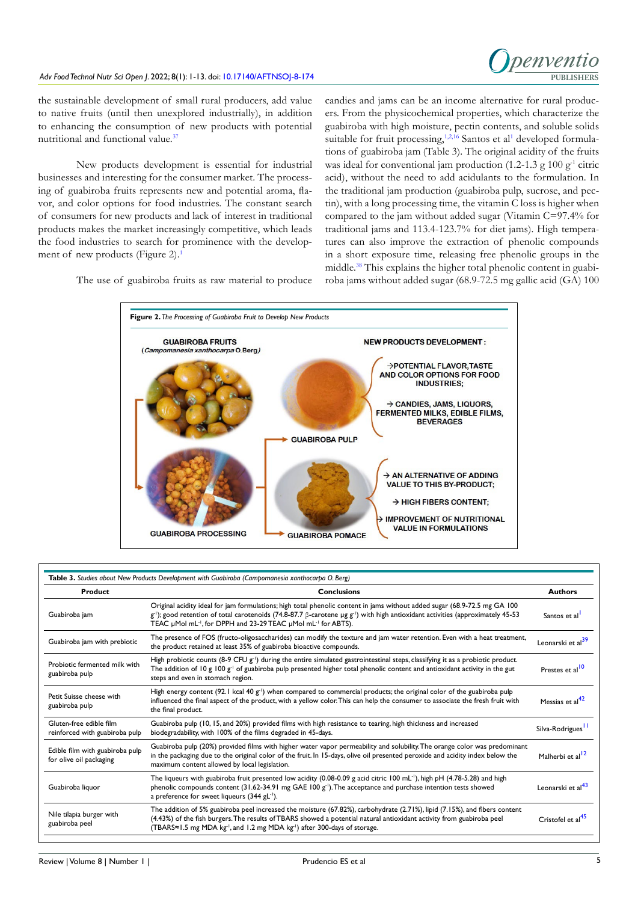the sustainable development of small rural producers, add value to native fruits (until then unexplored industrially), in addition to enhancing the consumption of new products with potential nutritional and functional value.[37]

New products development is essential for industrial businesses and interesting for the consumer market. The processing of guabiroba fruits represents new and potential aroma, flavor, and color options for food industries. The constant search of consumers for new products and lack of interest in traditional products makes the market increasingly competitive, which leads the food industries to search for prominence with the development of new products (Figure 2).[1]

The use of guabiroba fruits as raw material to produce candies and jams can be an income alternative for rural producers. From the physicochemical properties, which characterize the guabiroba with high moisture, pectin contents, and soluble solids suitable for fruit processing,[1,2,16] Santos et al[1] developed formulations of guabiroba jam (Table 3). The original acidity of the fruits was ideal for conventional jam production (1.2-1.3 g 100 $g^{-1}$ citric acid), without the need to add acidulants to the formulation. In the traditional jam production (guabiroba pulp, sucrose, and pectin), with a long processing time, the vitamin C loss is higher when compared to the jam without added sugar (Vitamin C=97.4% for traditional jams and 113.4-123.7% for diet jams). High temperatures can also improve the extraction of phenolic compounds in a short exposure time, releasing free phenolic groups in the middle.[38] This explains the higher total phenolic content in guabiroba jams without added sugar (68.9-72.5 mg gallic acid (GA) 100

**Figure 2.** *The Processing of Guabiroba Fruit to Develop New Products*

GUABIROBA FRUITS
(*Campomanesia xanthocarpa* O.Berg)
GUABIROBA PROCESSING
GUABIROBA PULP
GUABIROBA POMACE
NEW PRODUCTS DEVELOPMENT:
→POTENTIAL FLAVOR,TASTE AND COLOR OPTIONS FOR FOOD INDUSTRIES;
→ CANDIES, JAMS, LIQUORS, FERMENTED MILKS, EDIBLE FILMS, BEVERAGES
→ AN ALTERNATIVE OF ADDING VALUE TO THIS BY-PRODUCT;
→ HIGH FIBERS CONTENT;
→ IMPROVEMENT OF NUTRITIONAL VALUE IN FORMULATIONS

**Table 3.** *Studies about New Products Development with Guabiroba (Campomanesia xanthocarpa O. Berg)*

| Product | Conclusions | Authors |
|---|---|---|
| Guabiroba jam | Original acidity ideal for jam formulations; high total phenolic content in jams without added sugar (68.9-72.5 mg GA 100 $g^{-1}$); good retention of total carotenoids (74.8-87.7 β-carotene μg $g^{-1}$) with high antioxidant activities (approximately 45-53 TEAC μMol $mL^{-1}$, for DPPH and 23-29 TEAC μMol $mL^{-1}$ for ABTS). | Santos et al[1] |
| Guabiroba jam with prebiotic | The presence of FOS (fructo-oligosaccharides) can modify the texture and jam water retention. Even with a heat treatment, the product retained at least 35% of guabiroba bioactive compounds. | Leonarski et al[39] |
| Probiotic fermented milk with guabiroba pulp | High probiotic counts (8-9 CFU $g^{-1}$) during the entire simulated gastrointestinal steps, classifying it as a probiotic product. The addition of 10 g 100 $g^{-1}$ of guabiroba pulp presented higher total phenolic content and antioxidant activity in the gut steps and even in stomach region. | Prestes et al[10] |
| Petit Suisse cheese with guabiroba pulp | High energy content (92.1 kcal 40 $g^{-1}$) when compared to commercial products; the original color of the guabiroba pulp influenced the final aspect of the product, with a yellow color. This can help the consumer to associate the fresh fruit with the final product. | Messias et al[42] |
| Gluten-free edible film reinforced with guabiroba pulp | Guabiroba pulp (10, 15, and 20%) provided films with high resistance to tearing, high thickness and increased biodegradability, with 100% of the films degraded in 45-days. | Silva-Rodrigues[11] |
| Edible film with guabiroba pulp for olive oil packaging | Guabiroba pulp (20%) provided films with higher water vapor permeability and solubility. The orange color was predominant in the packaging due to the original color of the fruit. In 15-days, olive oil presented peroxide and acidity index below the maximum content allowed by local legislation. | Malherbi et al[12] |
| Guabiroba liquor | The liqueurs with guabiroba fruit presented low acidity (0.08-0.09 g acid citric 100 $mL^{-1}$), high pH (4.78-5.28) and high phenolic compounds content (31.62-34.91 mg GAE 100 $g^{-1}$). The acceptance and purchase intention tests showed a preference for sweet liqueurs (344 $gL^{-1}$). | Leonarski et al[43] |
| Nile tilapia burger with guabiroba peel | The addition of 5% guabiroba peel increased the moisture (67.82%), carbohydrate (2.71%), lipid (7.15%), and fibers content (4.43%) of the fish burgers. The results of TBARS showed a potential natural antioxidant activity from guabiroba peel (TBARS≈1.5 mg MDA $kg^{-1}$, and 1.2 mg MDA $kg^{-1}$) after 300-days of storage. | Cristofel et al[45] |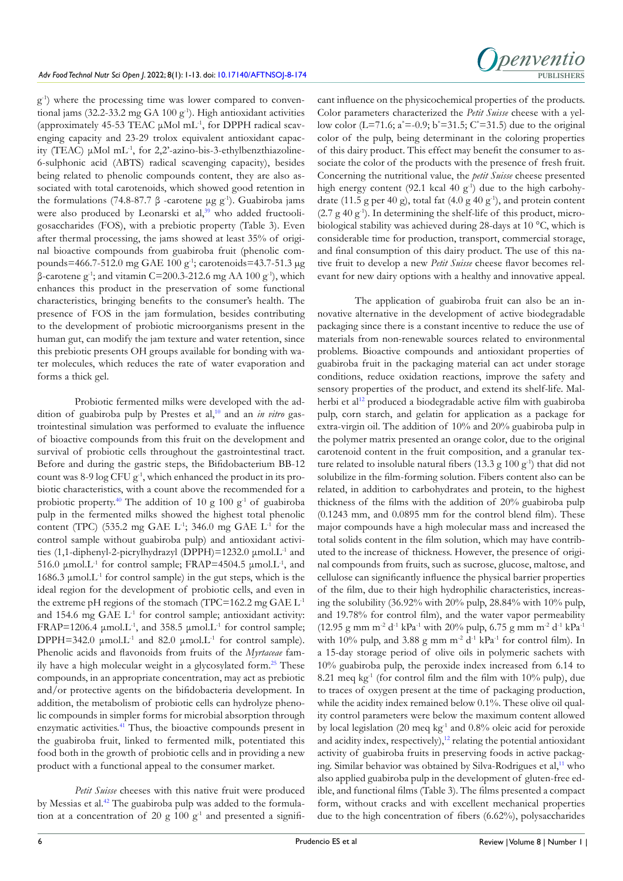$g^{-1}$) where the processing time was lower compared to conventional jams (32.2-33.2 mg GA 100 $g^{-1}$). High antioxidant activities (approximately 45-53 TEAC µMol $mL^{-1}$, for DPPH radical scavenging capacity and 23-29 trolox equivalent antioxidant capacity (TEAC) µMol $mL^{-1}$, for 2,2'-azino-bis-3-ethylbenzthiazoline-6-sulphonic acid (ABTS) radical scavenging capacity), besides being related to phenolic compounds content, they are also associated with total carotenoids, which showed good retention in the formulations (74.8-87.7 β -carotene µg $g^{-1}$). Guabiroba jams were also produced by Leonarski et al,[39] who added fructooligosaccharides (FOS), with a prebiotic property (Table 3). Even after thermal processing, the jams showed at least 35% of original bioactive compounds from guabiroba fruit (phenolic compounds=466.7-512.0 mg GAE 100 $g^{-1}$; carotenoids=43.7-51.3 µg β-carotene $g^{-1}$; and vitamin C=200.3-212.6 mg AA 100 $g^{-1}$), which enhances this product in the preservation of some functional characteristics, bringing benefits to the consumer's health. The presence of FOS in the jam formulation, besides contributing to the development of probiotic microorganisms present in the human gut, can modify the jam texture and water retention, since this prebiotic presents OH groups available for bonding with water molecules, which reduces the rate of water evaporation and forms a thick gel.

Probiotic fermented milks were developed with the addition of guabiroba pulp by Prestes et al,[10] and an *in vitro* gastrointestinal simulation was performed to evaluate the influence of bioactive compounds from this fruit on the development and survival of probiotic cells throughout the gastrointestinal tract. Before and during the gastric steps, the Bifidobacterium BB-12 count was 8-9 log CFU $g^{-1}$, which enhanced the product in its probiotic characteristics, with a count above the recommended for a probiotic property.[40] The addition of 10 g 100 $g^{-1}$ of guabiroba pulp in the fermented milks showed the highest total phenolic content (TPC) (535.2 mg GAE $L^{-1}$; 346.0 mg GAE $L^{-1}$ for the control sample without guabiroba pulp) and antioxidant activities (1,1-diphenyl-2-picrylhydrazyl (DPPH)=1232.0 µmol.$L^{-1}$ and 516.0 µmol.$L^{-1}$ for control sample; FRAP=4504.5 µmol.$L^{-1}$, and 1686.3 µmol.$L^{-1}$ for control sample) in the gut steps, which is the ideal region for the development of probiotic cells, and even in the extreme pH regions of the stomach (TPC=162.2 mg GAE $L^{-1}$ and 154.6 mg GAE $L^{-1}$ for control sample; antioxidant activity: FRAP=1206.4 µmol.$L^{-1}$, and 358.5 µmol.$L^{-1}$ for control sample; DPPH=342.0 µmol.$L^{-1}$ and 82.0 µmol.$L^{-1}$ for control sample). Phenolic acids and flavonoids from fruits of the *Myrtaceae* family have a high molecular weight in a glycosylated form.[25] These compounds, in an appropriate concentration, may act as prebiotic and/or protective agents on the bifidobacteria development. In addition, the metabolism of probiotic cells can hydrolyze phenolic compounds in simpler forms for microbial absorption through enzymatic activities.[41] Thus, the bioactive compounds present in the guabiroba fruit, linked to fermented milk, potentiated this food both in the growth of probiotic cells and in providing a new product with a functional appeal to the consumer market.

*Petit Suisse* cheeses with this native fruit were produced by Messias et al.[42] The guabiroba pulp was added to the formulation at a concentration of 20 g 100 $g^{-1}$ and presented a significant influence on the physicochemical properties of the products. Color parameters characterized the *Petit Suisse* cheese with a yellow color (L=71.6; $a^*$=-0.9; $b^*$=31.5; $C^*$=31.5) due to the original color of the pulp, being determinant in the coloring properties of this dairy product. This effect may benefit the consumer to associate the color of the products with the presence of fresh fruit. Concerning the nutritional value, the *petit Suisse* cheese presented high energy content (92.1 kcal 40 $g^{-1}$) due to the high carbohydrate (11.5 g per 40 g), total fat (4.0 g 40 $g^{-1}$), and protein content (2.7 g 40 $g^{-1}$). In determining the shelf-life of this product, microbiological stability was achieved during 28-days at 10 °C, which is considerable time for production, transport, commercial storage, and final consumption of this dairy product. The use of this native fruit to develop a new *Petit Suisse* cheese flavor becomes relevant for new dairy options with a healthy and innovative appeal.

The application of guabiroba fruit can also be an innovative alternative in the development of active biodegradable packaging since there is a constant incentive to reduce the use of materials from non-renewable sources related to environmental problems. Bioactive compounds and antioxidant properties of guabiroba fruit in the packaging material can act under storage conditions, reduce oxidation reactions, improve the safety and sensory properties of the product, and extend its shelf-life. Malherbi et al[12] produced a biodegradable active film with guabiroba pulp, corn starch, and gelatin for application as a package for extra-virgin oil. The addition of 10% and 20% guabiroba pulp in the polymer matrix presented an orange color, due to the original carotenoid content in the fruit composition, and a granular texture related to insoluble natural fibers (13.3 g 100 $g^{-1}$) that did not solubilize in the film-forming solution. Fibers content also can be related, in addition to carbohydrates and protein, to the highest thickness of the films with the addition of 20% guabiroba pulp (0.1243 mm, and 0.0895 mm for the control blend film). These major compounds have a high molecular mass and increased the total solids content in the film solution, which may have contributed to the increase of thickness. However, the presence of original compounds from fruits, such as sucrose, glucose, maltose, and cellulose can significantly influence the physical barrier properties of the film, due to their high hydrophilic characteristics, increasing the solubility (36.92% with 20% pulp, 28.84% with 10% pulp, and 19.78% for control film), and the water vapor permeability (12.95 g mm $m^{-2}$ $d^{-1}$ $kPa^{-1}$ with 20% pulp, 6.75 g mm $m^{-2}$ $d^{-1}$ $kPa^{-1}$ with 10% pulp, and 3.88 g mm $m^{-2}$ $d^{-1}$ $kPa^{-1}$ for control film). In a 15-day storage period of olive oils in polymeric sachets with 10% guabiroba pulp, the peroxide index increased from 6.14 to 8.21 meq $kg^{-1}$ (for control film and the film with 10% pulp), due to traces of oxygen present at the time of packaging production, while the acidity index remained below 0.1%. These olive oil quality control parameters were below the maximum content allowed by local legislation (20 meq $kg^{-1}$ and 0.8% oleic acid for peroxide and acidity index, respectively),[12] relating the potential antioxidant activity of guabiroba fruits in preserving foods in active packaging. Similar behavior was obtained by Silva-Rodrigues et al,[11] who also applied guabiroba pulp in the development of gluten-free edible, and functional films (Table 3). The films presented a compact form, without cracks and with excellent mechanical properties due to the high concentration of fibers (6.62%), polysaccharides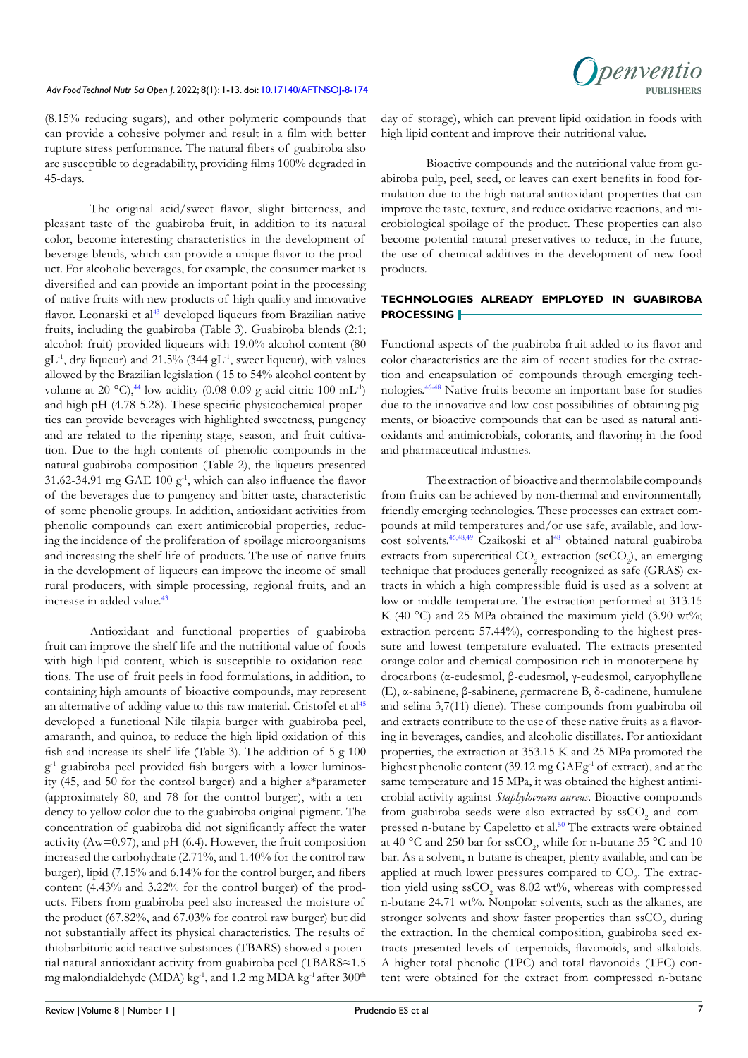(8.15% reducing sugars), and other polymeric compounds that can provide a cohesive polymer and result in a film with better rupture stress performance. The natural fibers of guabiroba also are susceptible to degradability, providing films 100% degraded in 45-days.

The original acid/sweet flavor, slight bitterness, and pleasant taste of the guabiroba fruit, in addition to its natural color, become interesting characteristics in the development of beverage blends, which can provide a unique flavor to the product. For alcoholic beverages, for example, the consumer market is diversified and can provide an important point in the processing of native fruits with new products of high quality and innovative flavor. Leonarski et al[43] developed liqueurs from Brazilian native fruits, including the guabiroba (Table 3). Guabiroba blends (2:1; alcohol: fruit) provided liqueurs with 19.0% alcohol content (80 $gL^{-1}$, dry liqueur) and 21.5% (344 $gL^{-1}$, sweet liqueur), with values allowed by the Brazilian legislation ( 15 to 54% alcohol content by volume at 20 °C),[44] low acidity (0.08-0.09 g acid citric 100 $mL^{-1}$) and high pH (4.78-5.28). These specific physicochemical properties can provide beverages with highlighted sweetness, pungency and are related to the ripening stage, season, and fruit cultivation. Due to the high contents of phenolic compounds in the natural guabiroba composition (Table 2), the liqueurs presented 31.62-34.91 mg GAE 100 $g^{-1}$, which can also influence the flavor of the beverages due to pungency and bitter taste, characteristic of some phenolic groups. In addition, antioxidant activities from phenolic compounds can exert antimicrobial properties, reducing the incidence of the proliferation of spoilage microorganisms and increasing the shelf-life of products. The use of native fruits in the development of liqueurs can improve the income of small rural producers, with simple processing, regional fruits, and an increase in added value.[43]

Antioxidant and functional properties of guabiroba fruit can improve the shelf-life and the nutritional value of foods with high lipid content, which is susceptible to oxidation reactions. The use of fruit peels in food formulations, in addition, to containing high amounts of bioactive compounds, may represent an alternative of adding value to this raw material. Cristofel et al[45] developed a functional Nile tilapia burger with guabiroba peel, amaranth, and quinoa, to reduce the high lipid oxidation of this fish and increase its shelf-life (Table 3). The addition of 5 g 100 $g^{-1}$ guabiroba peel provided fish burgers with a lower luminosity (45, and 50 for the control burger) and a higher a*parameter (approximately 80, and 78 for the control burger), with a tendency to yellow color due to the guabiroba original pigment. The concentration of guabiroba did not significantly affect the water activity (Aw=0.97), and pH (6.4). However, the fruit composition increased the carbohydrate (2.71%, and 1.40% for the control raw burger), lipid (7.15% and 6.14% for the control burger, and fibers content (4.43% and 3.22% for the control burger) of the products. Fibers from guabiroba peel also increased the moisture of the product (67.82%, and 67.03% for control raw burger) but did not substantially affect its physical characteristics. The results of thiobarbituric acid reactive substances (TBARS) showed a potential natural antioxidant activity from guabiroba peel (TBARS≈1.5 mg malondialdehyde (MDA) $kg^{-1}$, and 1.2 mg MDA $kg^{-1}$ after $300^{th}$ day of storage), which can prevent lipid oxidation in foods with high lipid content and improve their nutritional value.

Bioactive compounds and the nutritional value from guabiroba pulp, peel, seed, or leaves can exert benefits in food formulation due to the high natural antioxidant properties that can improve the taste, texture, and reduce oxidative reactions, and microbiological spoilage of the product. These properties can also become potential natural preservatives to reduce, in the future, the use of chemical additives in the development of new food products.

## TECHNOLOGIES ALREADY EMPLOYED IN GUABIROBA PROCESSING

Functional aspects of the guabiroba fruit added to its flavor and color characteristics are the aim of recent studies for the extraction and encapsulation of compounds through emerging technologies.[46-48] Native fruits become an important base for studies due to the innovative and low-cost possibilities of obtaining pigments, or bioactive compounds that can be used as natural antioxidants and antimicrobials, colorants, and flavoring in the food and pharmaceutical industries.

The extraction of bioactive and thermolabile compounds from fruits can be achieved by non-thermal and environmentally friendly emerging technologies. These processes can extract compounds at mild temperatures and/or use safe, available, and low-cost solvents.[46,48,49] Czaikoski et al[48] obtained natural guabiroba extracts from supercritical $CO_2$ extraction ($scCO_2$), an emerging technique that produces generally recognized as safe (GRAS) extracts in which a high compressible fluid is used as a solvent at low or middle temperature. The extraction performed at 313.15 K (40 °C) and 25 MPa obtained the maximum yield (3.90 wt%; extraction percent: 57.44%), corresponding to the highest pressure and lowest temperature evaluated. The extracts presented orange color and chemical composition rich in monoterpene hydrocarbons (α-eudesmol, β-eudesmol, γ-eudesmol, caryophyllene (E), α-sabinene, β-sabinene, germacrene B, δ-cadinene, humulene and selina-3,7(11)-diene). These compounds from guabiroba oil and extracts contribute to the use of these native fruits as a flavoring in beverages, candies, and alcoholic distillates. For antioxidant properties, the extraction at 353.15 K and 25 MPa promoted the highest phenolic content (39.12 mg $GAEg^{-1}$ of extract), and at the same temperature and 15 MPa, it was obtained the highest antimicrobial activity against *Staphylococcus aureus*. Bioactive compounds from guabiroba seeds were also extracted by $ssCO_2$ and compressed n-butane by Capeletto et al.[50] The extracts were obtained at 40 °C and 250 bar for $ssCO_2$, while for n-butane 35 °C and 10 bar. As a solvent, n-butane is cheaper, plenty available, and can be applied at much lower pressures compared to $CO_2$. The extraction yield using $ssCO_2$ was 8.02 wt%, whereas with compressed n-butane 24.71 wt%. Nonpolar solvents, such as the alkanes, are stronger solvents and show faster properties than $ssCO_2$ during the extraction. In the chemical composition, guabiroba seed extracts presented levels of terpenoids, flavonoids, and alkaloids. A higher total phenolic (TPC) and total flavonoids (TFC) content were obtained for the extract from compressed n-butane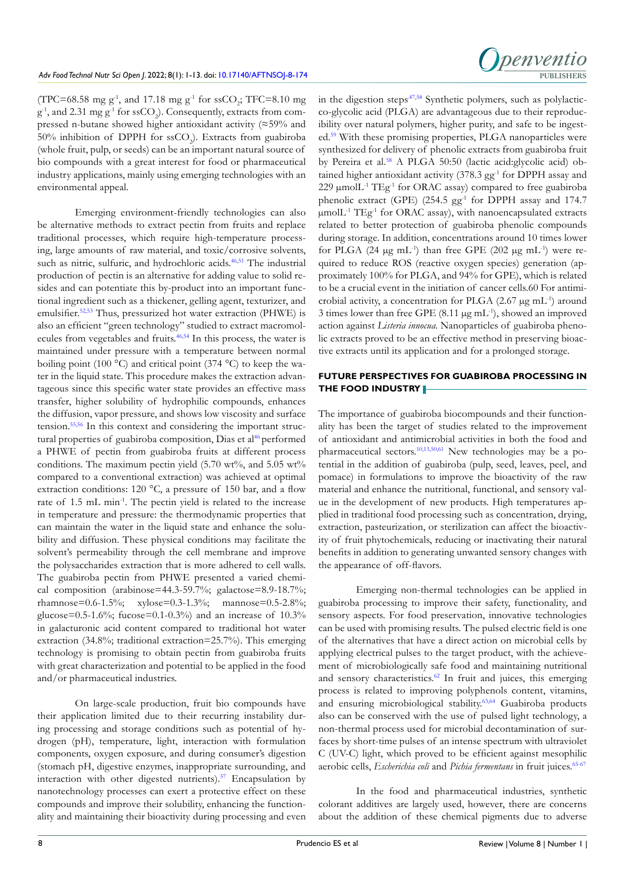(TPC=68.58 mg $g^{-1}$, and 17.18 mg $g^{-1}$ for $ssCO_2$; TFC=8.10 mg $g^{-1}$, and 2.31 mg $g^{-1}$ for $ssCO_2$). Consequently, extracts from compressed n-butane showed higher antioxidant activity (≈59% and 50% inhibition of DPPH for $ssCO_2$). Extracts from guabiroba (whole fruit, pulp, or seeds) can be an important natural source of bio compounds with a great interest for food or pharmaceutical industry applications, mainly using emerging technologies with an environmental appeal.

Emerging environment-friendly technologies can also be alternative methods to extract pectin from fruits and replace traditional processes, which require high-temperature processing, large amounts of raw material, and toxic/corrosive solvents, such as nitric, sulfuric, and hydrochloric acids.[46,51] The industrial production of pectin is an alternative for adding value to solid resides and can potentiate this by-product into an important functional ingredient such as a thickener, gelling agent, texturizer, and emulsifier.[52,53] Thus, pressurized hot water extraction (PHWE) is also an efficient "green technology" studied to extract macromolecules from vegetables and fruits.[46,54] In this process, the water is maintained under pressure with a temperature between normal boiling point (100 °C) and critical point (374 °C) to keep the water in the liquid state. This procedure makes the extraction advantageous since this specific water state provides an effective mass transfer, higher solubility of hydrophilic compounds, enhances the diffusion, vapor pressure, and shows low viscosity and surface tension.[55,56] In this context and considering the important structural properties of guabiroba composition, Dias et al[46] performed a PHWE of pectin from guabiroba fruits at different process conditions. The maximum pectin yield (5.70 wt%, and 5.05 wt% compared to a conventional extraction) was achieved at optimal extraction conditions: 120 °C, a pressure of 150 bar, and a flow rate of 1.5 mL $min^{-1}$. The pectin yield is related to the increase in temperature and pressure: the thermodynamic properties that can maintain the water in the liquid state and enhance the solubility and diffusion. These physical conditions may facilitate the solvent's permeability through the cell membrane and improve the polysaccharides extraction that is more adhered to cell walls. The guabiroba pectin from PHWE presented a varied chemical composition (arabinose=44.3-59.7%; galactose=8.9-18.7%; rhamnose=0.6-1.5%; xylose=0.3-1.3%; mannose=0.5-2.8%; glucose=0.5-1.6%; fucose=0.1-0.3%) and an increase of 10.3% in galacturonic acid content compared to traditional hot water extraction (34.8%; traditional extraction=25.7%). This emerging technology is promising to obtain pectin from guabiroba fruits with great characterization and potential to be applied in the food and/or pharmaceutical industries.

On large-scale production, fruit bio compounds have their application limited due to their recurring instability during processing and storage conditions such as potential of hydrogen (pH), temperature, light, interaction with formulation components, oxygen exposure, and during consumer's digestion (stomach pH, digestive enzymes, inappropriate surrounding, and interaction with other digested nutrients).[57] Encapsulation by nanotechnology processes can exert a protective effect on these compounds and improve their solubility, enhancing the functionality and maintaining their bioactivity during processing and even in the digestion steps[47,58] Synthetic polymers, such as polylactic-co-glycolic acid (PLGA) are advantageous due to their reproducibility over natural polymers, higher purity, and safe to be ingested.[59] With these promising properties, PLGA nanoparticles were synthesized for delivery of phenolic extracts from guabiroba fruit by Pereira et al.[58] A PLGA 50:50 (lactic acid:glycolic acid) obtained higher antioxidant activity (378.3 $gg^{-1}$ for DPPH assay and 229 $\mu molL^{-1}$ $TEg^{-1}$ for ORAC assay) compared to free guabiroba phenolic extract (GPE) (254.5 $gg^{-1}$ for DPPH assay and 174.7 $\mu molL^{-1}$ $TEg^{-1}$ for ORAC assay), with nanoencapsulated extracts related to better protection of guabiroba phenolic compounds during storage. In addition, concentrations around 10 times lower for PLGA (24 μg $mL^{-1}$) than free GPE (202 μg $mL^{-1}$) were required to reduce ROS (reactive oxygen species) generation (approximately 100% for PLGA, and 94% for GPE), which is related to be a crucial event in the initiation of cancer cells.60 For antimicrobial activity, a concentration for PLGA (2.67 μg $mL^{-1}$) around 3 times lower than free GPE (8.11 μg $mL^{-1}$), showed an improved action against *Listeria innocua*. Nanoparticles of guabiroba phenolic extracts proved to be an effective method in preserving bioactive extracts until its application and for a prolonged storage.

## FUTURE PERSPECTIVES FOR GUABIROBA PROCESSING IN THE FOOD INDUSTRY

The importance of guabiroba biocompounds and their functionality has been the target of studies related to the improvement of antioxidant and antimicrobial activities in both the food and pharmaceutical sectors.[10,13,50,61] New technologies may be a potential in the addition of guabiroba (pulp, seed, leaves, peel, and pomace) in formulations to improve the bioactivity of the raw material and enhance the nutritional, functional, and sensory value in the development of new products. High temperatures applied in traditional food processing such as concentration, drying, extraction, pasteurization, or sterilization can affect the bioactivity of fruit phytochemicals, reducing or inactivating their natural benefits in addition to generating unwanted sensory changes with the appearance of off-flavors.

Emerging non-thermal technologies can be applied in guabiroba processing to improve their safety, functionality, and sensory aspects. For food preservation, innovative technologies can be used with promising results. The pulsed electric field is one of the alternatives that have a direct action on microbial cells by applying electrical pulses to the target product, with the achievement of microbiologically safe food and maintaining nutritional and sensory characteristics.[62] In fruit and juices, this emerging process is related to improving polyphenols content, vitamins, and ensuring microbiological stability.[63,64] Guabiroba products also can be conserved with the use of pulsed light technology, a non-thermal process used for microbial decontamination of surfaces by short-time pulses of an intense spectrum with ultraviolet C (UV-C) light, which proved to be efficient against mesophilic aerobic cells, *Escherichia coli* and *Pichia fermentans* in fruit juices.[65-67]

In the food and pharmaceutical industries, synthetic colorant additives are largely used, however, there are concerns about the addition of these chemical pigments due to adverse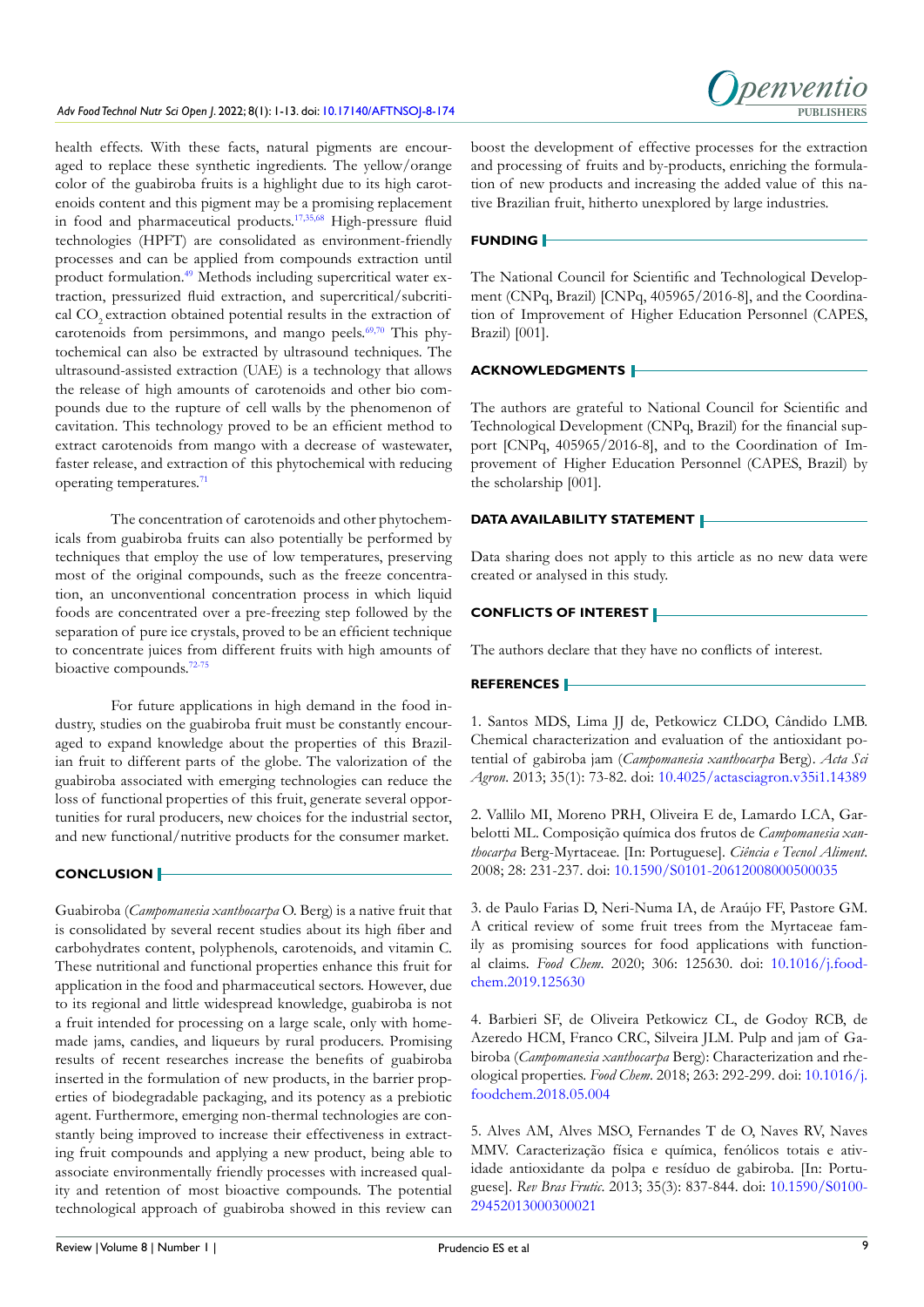health effects. With these facts, natural pigments are encouraged to replace these synthetic ingredients. The yellow/orange color of the guabiroba fruits is a highlight due to its high carotenoids content and this pigment may be a promising replacement in food and pharmaceutical products.[17,35,68] High-pressure fluid technologies (HPFT) are consolidated as environment-friendly processes and can be applied from compounds extraction until product formulation.[49] Methods including supercritical water extraction, pressurized fluid extraction, and supercritical/subcritical $CO_2$ extraction obtained potential results in the extraction of carotenoids from persimmons, and mango peels.[69,70] This phytochemical can also be extracted by ultrasound techniques. The ultrasound-assisted extraction (UAE) is a technology that allows the release of high amounts of carotenoids and other bio compounds due to the rupture of cell walls by the phenomenon of cavitation. This technology proved to be an efficient method to extract carotenoids from mango with a decrease of wastewater, faster release, and extraction of this phytochemical with reducing operating temperatures.[71]

The concentration of carotenoids and other phytochemicals from guabiroba fruits can also potentially be performed by techniques that employ the use of low temperatures, preserving most of the original compounds, such as the freeze concentration, an unconventional concentration process in which liquid foods are concentrated over a pre-freezing step followed by the separation of pure ice crystals, proved to be an efficient technique to concentrate juices from different fruits with high amounts of bioactive compounds.[72-75]

For future applications in high demand in the food industry, studies on the guabiroba fruit must be constantly encouraged to expand knowledge about the properties of this Brazilian fruit to different parts of the globe. The valorization of the guabiroba associated with emerging technologies can reduce the loss of functional properties of this fruit, generate several opportunities for rural producers, new choices for the industrial sector, and new functional/nutritive products for the consumer market.

## CONCLUSION

Guabiroba (*Campomanesia xanthocarpa* O. Berg) is a native fruit that is consolidated by several recent studies about its high fiber and carbohydrates content, polyphenols, carotenoids, and vitamin C. These nutritional and functional properties enhance this fruit for application in the food and pharmaceutical sectors. However, due to its regional and little widespread knowledge, guabiroba is not a fruit intended for processing on a large scale, only with homemade jams, candies, and liqueurs by rural producers. Promising results of recent researches increase the benefits of guabiroba inserted in the formulation of new products, in the barrier properties of biodegradable packaging, and its potency as a prebiotic agent. Furthermore, emerging non-thermal technologies are constantly being improved to increase their effectiveness in extracting fruit compounds and applying a new product, being able to associate environmentally friendly processes with increased quality and retention of most bioactive compounds. The potential technological approach of guabiroba showed in this review can boost the development of effective processes for the extraction and processing of fruits and by-products, enriching the formulation of new products and increasing the added value of this native Brazilian fruit, hitherto unexplored by large industries.

## FUNDING

The National Council for Scientific and Technological Development (CNPq, Brazil) [CNPq, 405965/2016-8], and the Coordination of Improvement of Higher Education Personnel (CAPES, Brazil) [001].

## ACKNOWLEDGMENTS

The authors are grateful to National Council for Scientific and Technological Development (CNPq, Brazil) for the financial support [CNPq, 405965/2016-8], and to the Coordination of Improvement of Higher Education Personnel (CAPES, Brazil) by the scholarship [001].

## DATA AVAILABILITY STATEMENT

Data sharing does not apply to this article as no new data were created or analysed in this study.

## CONFLICTS OF INTEREST

The authors declare that they have no conflicts of interest.

## REFERENCES

1. Santos MDS, Lima JJ de, Petkowicz CLDO, Cândido LMB. Chemical characterization and evaluation of the antioxidant potential of gabiroba jam (*Campomanesia xanthocarpa* Berg). *Acta Sci Agron*. 2013; 35(1): 73-82. doi: 10.4025/actasciagron.v35i1.14389

2. Vallilo MI, Moreno PRH, Oliveira E de, Lamardo LCA, Garbelotti ML. Composição química dos frutos de *Campomanesia xanthocarpa* Berg-Myrtaceae. [In: Portuguese]. *Ciência e Tecnol Aliment*. 2008; 28: 231-237. doi: 10.1590/S0101-20612008000500035

3. de Paulo Farias D, Neri-Numa IA, de Araújo FF, Pastore GM. A critical review of some fruit trees from the Myrtaceae family as promising sources for food applications with functional claims. *Food Chem*. 2020; 306: 125630. doi: 10.1016/j.foodchem.2019.125630

4. Barbieri SF, de Oliveira Petkowicz CL, de Godoy RCB, de Azeredo HCM, Franco CRC, Silveira JLM. Pulp and jam of Gabiroba (*Campomanesia xanthocarpa* Berg): Characterization and rheological properties. *Food Chem*. 2018; 263: 292-299. doi: 10.1016/j.foodchem.2018.05.004

5. Alves AM, Alves MSO, Fernandes T de O, Naves RV, Naves MMV. Caracterização física e química, fenólicos totais e atividade antioxidante da polpa e resíduo de gabiroba. [In: Portuguese]. *Rev Bras Frutic*. 2013; 35(3): 837-844. doi: 10.1590/S0100-29452013000300021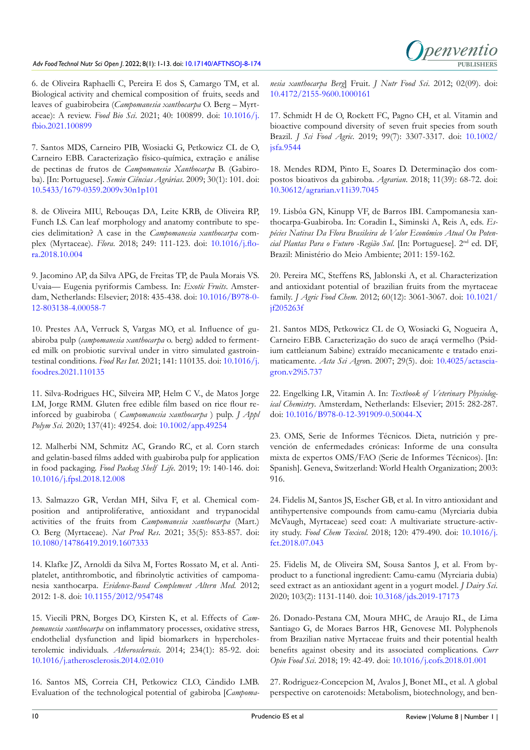6. de Oliveira Raphaelli C, Pereira E dos S, Camargo TM, et al. Biological activity and chemical composition of fruits, seeds and leaves of guabirobeira (*Campomanesia xanthocarpa* O. Berg – Myrtaceae): A review. *Food Bio Sci*. 2021; 40: 100899. doi: 10.1016/j.fbio.2021.100899

7. Santos MDS, Carneiro PIB, Wosiacki G, Petkowicz CL de O, Carneiro EBB. Caracterização físico-química, extração e análise de pectinas de frutos de *Campomanesia Xanthocarpa* B. (Gabiroba). [In: Portuguese]. *Semin Ciências Agrárias*. 2009; 30(1): 101. doi: 10.5433/1679-0359.2009v30n1p101

8. de Oliveira MIU, Rebouças DA, Leite KRB, de Oliveira RP, Funch LS. Can leaf morphology and anatomy contribute to species delimitation? A case in the *Campomanesia xanthocarpa* complex (Myrtaceae). *Flora*. 2018; 249: 111-123. doi: 10.1016/j.flora.2018.10.004

9. Jacomino AP, da Silva APG, de Freitas TP, de Paula Morais VS. Uvaia— Eugenia pyriformis Cambess. In: *Exotic Fruits*. Amsterdam, Netherlands: Elsevier; 2018: 435-438. doi: 10.1016/B978-0-12-803138-4.00058-7

10. Prestes AA, Verruck S, Vargas MO, et al. Influence of guabiroba pulp (*campomanesia xanthocarpa* o. berg) added to fermented milk on probiotic survival under in vitro simulated gastrointestinal conditions. *Food Res Int*. 2021; 141: 110135. doi: 10.1016/j.foodres.2021.110135

11. Silva-Rodrigues HC, Silveira MP, Helm C V., de Matos Jorge LM, Jorge RMM. Gluten free edible film based on rice flour reinforced by guabiroba ( *Campomanesia xanthocarpa* ) pulp. *J Appl Polym Sci*. 2020; 137(41): 49254. doi: 10.1002/app.49254

12. Malherbi NM, Schmitz AC, Grando RC, et al. Corn starch and gelatin-based films added with guabiroba pulp for application in food packaging. *Food Packag Shelf Life*. 2019; 19: 140-146. doi: 10.1016/j.fpsl.2018.12.008

13. Salmazzo GR, Verdan MH, Silva F, et al. Chemical composition and antiproliferative, antioxidant and trypanocidal activities of the fruits from *Campomanesia xanthocarpa* (Mart.) O. Berg (Myrtaceae). *Nat Prod Res*. 2021; 35(5): 853-857. doi: 10.1080/14786419.2019.1607333

14. Klafke JZ, Arnoldi da Silva M, Fortes Rossato M, et al. Antiplatelet, antithrombotic, and fibrinolytic activities of campomanesia xanthocarpa. *Evidence-Based Complement Altern Med*. 2012; 2012: 1-8. doi: 10.1155/2012/954748

15. Viecili PRN, Borges DO, Kirsten K, et al. Effects of *Campomanesia xanthocarpa* on inflammatory processes, oxidative stress, endothelial dysfunction and lipid biomarkers in hypercholesterolemic individuals. *Atherosclerosis*. 2014; 234(1): 85-92. doi: 10.1016/j.atherosclerosis.2014.02.010

16. Santos MS, Correia CH, Petkowicz CLO, Cândido LMB. Evaluation of the technological potential of gabiroba [*Campomanesia xanthocarpa Berg*] Fruit. *J Nutr Food Sci*. 2012; 02(09). doi: 10.4172/2155-9600.1000161

17. Schmidt H de O, Rockett FC, Pagno CH, et al. Vitamin and bioactive compound diversity of seven fruit species from south Brazil. *J Sci Food Agric*. 2019; 99(7): 3307-3317. doi: 10.1002/jsfa.9544

18. Mendes RDM, Pinto E, Soares D. Determinação dos compostos bioativos da gabiroba. *Agrarian*. 2018; 11(39): 68-72. doi: 10.30612/agrarian.v11i39.7045

19. Lisbôa GN, Kinupp VF, de Barros IBI. Campomanesia xanthocarpa-Guabiroba. In: Coradin L, Siminski A, Reis A, eds. *Espécies Nativas Da Flora Brasileira de Valor Econômico Atual Ou Potencial Plantas Para o Futuro -Região Sul*. [In: Portuguese]. 2nd ed. DF, Brazil: Ministério do Meio Ambiente; 2011: 159-162.

20. Pereira MC, Steffens RS, Jablonski A, et al. Characterization and antioxidant potential of brazilian fruits from the myrtaceae family. *J Agric Food Chem*. 2012; 60(12): 3061-3067. doi: 10.1021/jf205263f

21. Santos MDS, Petkowicz CL de O, Wosiacki G, Nogueira A, Carneiro EBB. Caracterização do suco de araçá vermelho (Psidium cattleianum Sabine) extraído mecanicamente e tratado enzimaticamente. *Acta Sci Agron*. 2007; 29(5). doi: 10.4025/actasciagron.v29i5.737

22. Engelking LR, Vitamin A. In: *Textbook of Veterinary Physiological Chemistry*. Amsterdam, Netherlands: Elsevier; 2015: 282-287. doi: 10.1016/B978-0-12-391909-0.50044-X

23. OMS, Serie de Informes Técnicos. Dieta, nutrición y prevención de enfermedades crónicas: Informe de una consulta mixta de expertos OMS/FAO (Serie de Informes Técnicos). [In: Spanish]. Geneva, Switzerland: World Health Organization; 2003: 916.

24. Fidelis M, Santos JS, Escher GB, et al. In vitro antioxidant and antihypertensive compounds from camu-camu (Myrciaria dubia McVaugh, Myrtaceae) seed coat: A multivariate structure-activity study. *Food Chem Toxicol*. 2018; 120: 479-490. doi: 10.1016/j.fct.2018.07.043

25. Fidelis M, de Oliveira SM, Sousa Santos J, et al. From byproduct to a functional ingredient: Camu-camu (Myrciaria dubia) seed extract as an antioxidant agent in a yogurt model. *J Dairy Sci*. 2020; 103(2): 1131-1140. doi: 10.3168/jds.2019-17173

26. Donado-Pestana CM, Moura MHC, de Araujo RL, de Lima Santiago G, de Moraes Barros HR, Genovese MI. Polyphenols from Brazilian native Myrtaceae fruits and their potential health benefits against obesity and its associated complications. *Curr Opin Food Sci*. 2018; 19: 42-49. doi: 10.1016/j.cofs.2018.01.001

27. Rodriguez-Concepcion M, Avalos J, Bonet ML, et al. A global perspective on carotenoids: Metabolism, biotechnology, and ben-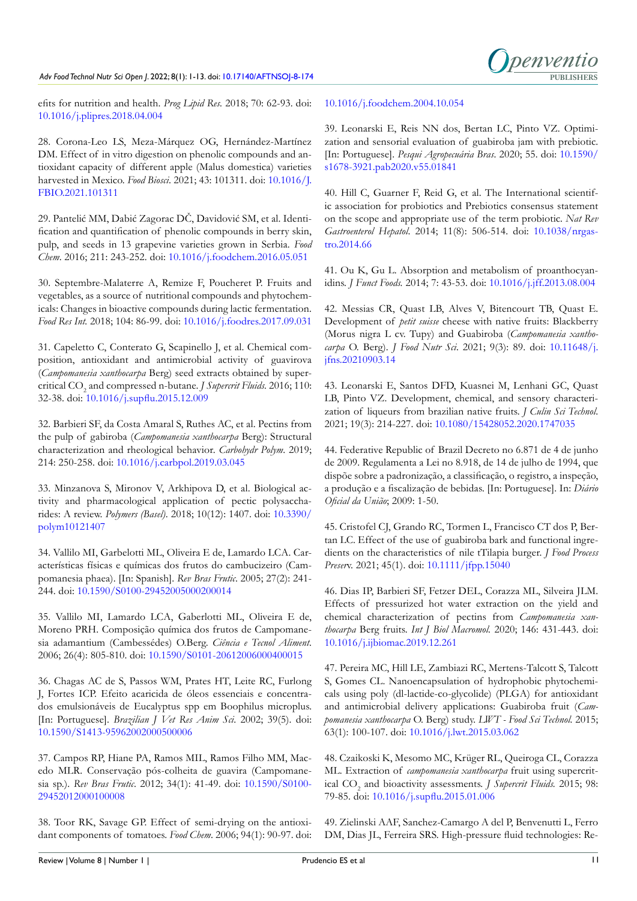efits for nutrition and health. *Prog Lipid Res.* 2018; 70: 62-93. doi: 10.1016/j.plipres.2018.04.004

28. Corona-Leo LS, Meza-Márquez OG, Hernández-Martínez DM. Effect of in vitro digestion on phenolic compounds and antioxidant capacity of different apple (Malus domestica) varieties harvested in Mexico. *Food Biosci.* 2021; 43: 101311. doi: 10.1016/J.FBIO.2021.101311

29. Pantelić MM, Dabić Zagorac DČ, Davidović SM, et al. Identification and quantification of phenolic compounds in berry skin, pulp, and seeds in 13 grapevine varieties grown in Serbia. *Food Chem.* 2016; 211: 243-252. doi: 10.1016/j.foodchem.2016.05.051

30. Septembre-Malaterre A, Remize F, Poucheret P. Fruits and vegetables, as a source of nutritional compounds and phytochemicals: Changes in bioactive compounds during lactic fermentation. *Food Res Int.* 2018; 104: 86-99. doi: 10.1016/j.foodres.2017.09.031

31. Capeletto C, Conterato G, Scapinello J, et al. Chemical composition, antioxidant and antimicrobial activity of guavirova (*Campomanesia xanthocarpa* Berg) seed extracts obtained by supercritical $CO_2$ and compressed n-butane. *J Supercrit Fluids.* 2016; 110: 32-38. doi: 10.1016/j.supflu.2015.12.009

32. Barbieri SF, da Costa Amaral S, Ruthes AC, et al. Pectins from the pulp of gabiroba (*Campomanesia xanthocarpa* Berg): Structural characterization and rheological behavior. *Carbohydr Polym.* 2019; 214: 250-258. doi: 10.1016/j.carbpol.2019.03.045

33. Minzanova S, Mironov V, Arkhipova D, et al. Biological activity and pharmacological application of pectic polysaccharides: A review. *Polymers (Basel).* 2018; 10(12): 1407. doi: 10.3390/polym10121407

34. Vallilo MI, Garbelotti ML, Oliveira E de, Lamardo LCA. Características físicas e químicas dos frutos do cambucizeiro (Campomanesia phaea). [In: Spanish]. *Rev Bras Frutic.* 2005; 27(2): 241-244. doi: 10.1590/S0100-29452005000200014

35. Vallilo MI, Lamardo LCA, Gaberlotti ML, Oliveira E de, Moreno PRH. Composição química dos frutos de Campomanesia adamantium (Cambessédes) O.Berg. *Ciência e Tecnol Aliment.* 2006; 26(4): 805-810. doi: 10.1590/S0101-20612006000400015

36. Chagas AC de S, Passos WM, Prates HT, Leite RC, Furlong J, Fortes ICP. Efeito acaricida de óleos essenciais e concentrados emulsionáveis de Eucalyptus spp em Boophilus microplus. [In: Portuguese]. *Brazilian J Vet Res Anim Sci.* 2002; 39(5). doi: 10.1590/S1413-95962002000500006

37. Campos RP, Hiane PA, Ramos MIL, Ramos Filho MM, Macedo MLR. Conservação pós-colheita de guavira (Campomanesia sp.). *Rev Bras Frutic.* 2012; 34(1): 41-49. doi: 10.1590/S0100-29452012000100008

38. Toor RK, Savage GP. Effect of semi-drying on the antioxidant components of tomatoes. *Food Chem.* 2006; 94(1): 90-97. doi: 10.1016/j.foodchem.2004.10.054

39. Leonarski E, Reis NN dos, Bertan LC, Pinto VZ. Optimization and sensorial evaluation of guabiroba jam with prebiotic. [In: Portuguese]. *Pesqui Agropecuária Bras.* 2020; 55. doi: 10.1590/s1678-3921.pab2020.v55.01841

40. Hill C, Guarner F, Reid G, et al. The International scientific association for probiotics and Prebiotics consensus statement on the scope and appropriate use of the term probiotic. *Nat Rev Gastroenterol Hepatol.* 2014; 11(8): 506-514. doi: 10.1038/nrgastro.2014.66

41. Ou K, Gu L. Absorption and metabolism of proanthocyanidins. *J Funct Foods.* 2014; 7: 43-53. doi: 10.1016/j.jff.2013.08.004

42. Messias CR, Quast LB, Alves V, Bitencourt TB, Quast E. Development of *petit suisse* cheese with native fruits: Blackberry (Morus nigra L cv. Tupy) and Guabiroba (*Campomanesia xanthocarpa* O. Berg). *J Food Nutr Sci.* 2021; 9(3): 89. doi: 10.11648/j.jfns.20210903.14

43. Leonarski E, Santos DFD, Kuasnei M, Lenhani GC, Quast LB, Pinto VZ. Development, chemical, and sensory characterization of liqueurs from brazilian native fruits. *J Culin Sci Technol.* 2021; 19(3): 214-227. doi: 10.1080/15428052.2020.1747035

44. Federative Republic of Brazil Decreto no 6.871 de 4 de junho de 2009. Regulamenta a Lei no 8.918, de 14 de julho de 1994, que dispõe sobre a padronização, a classificação, o registro, a inspeção, a produção e a fiscalização de bebidas. [In: Portuguese]. In: *Diário Oficial da União*; 2009: 1-50.

45. Cristofel CJ, Grando RC, Tormen L, Francisco CT dos P, Bertan LC. Effect of the use of guabiroba bark and functional ingredients on the characteristics of nile tTilapia burger. *J Food Process Preserv.* 2021; 45(1). doi: 10.1111/jfpp.15040

46. Dias IP, Barbieri SF, Fetzer DEL, Corazza ML, Silveira JLM. Effects of pressurized hot water extraction on the yield and chemical characterization of pectins from *Campomanesia xanthocarpa* Berg fruits. *Int J Biol Macromol.* 2020; 146: 431-443. doi: 10.1016/j.ijbiomac.2019.12.261

47. Pereira MC, Hill LE, Zambiazi RC, Mertens-Talcott S, Talcott S, Gomes CL. Nanoencapsulation of hydrophobic phytochemicals using poly (dl-lactide-co-glycolide) (PLGA) for antioxidant and antimicrobial delivery applications: Guabiroba fruit (*Campomanesia xanthocarpa* O. Berg) study. *LWT - Food Sci Technol.* 2015; 63(1): 100-107. doi: 10.1016/j.lwt.2015.03.062

48. Czaikoski K, Mesomo MC, Krüger RL, Queiroga CL, Corazza ML. Extraction of *campomanesia xanthocarpa* fruit using supercritical $CO_2$ and bioactivity assessments. *J Supercrit Fluids.* 2015; 98: 79-85. doi: 10.1016/j.supflu.2015.01.006

49. Zielinski AAF, Sanchez-Camargo A del P, Benvenutti L, Ferro DM, Dias JL, Ferreira SRS. High-pressure fluid technologies: Re-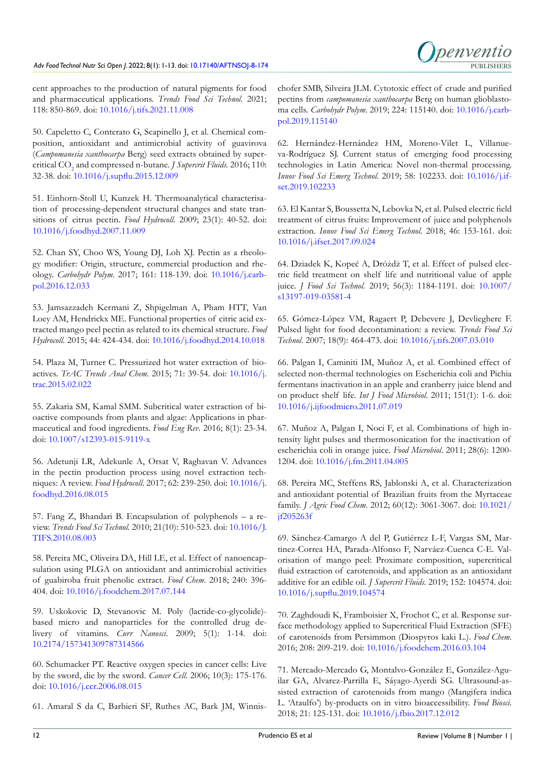cent approaches to the production of natural pigments for food and pharmaceutical applications. *Trends Food Sci Technol*. 2021; 118: 850-869. doi: 10.1016/j.tifs.2021.11.008

50. Capeletto C, Conterato G, Scapinello J, et al. Chemical composition, antioxidant and antimicrobial activity of guavirova (*Campomanesia xanthocarpa* Berg) seed extracts obtained by supercritical $CO_2$ and compressed n-butane. *J Supercrit Fluids*. 2016; 110: 32-38. doi: 10.1016/j.supflu.2015.12.009

51. Einhorn-Stoll U, Kunzek H. Thermoanalytical characterisation of processing-dependent structural changes and state transitions of citrus pectin. *Food Hydrocoll*. 2009; 23(1): 40-52. doi: 10.1016/j.foodhyd.2007.11.009

52. Chan SY, Choo WS, Young DJ, Loh XJ. Pectin as a rheology modifier: Origin, structure, commercial production and rheology. *Carbohydr Polym*. 2017; 161: 118-139. doi: 10.1016/j.carbpol.2016.12.033

53. Jamsazzadeh Kermani Z, Shpigelman A, Pham HTT, Van Loey AM, Hendrickx ME. Functional properties of citric acid extracted mango peel pectin as related to its chemical structure. *Food Hydrocoll*. 2015; 44: 424-434. doi: 10.1016/j.foodhyd.2014.10.018

54. Plaza M, Turner C. Pressurized hot water extraction of bioactives. *TrAC Trends Anal Chem*. 2015; 71: 39-54. doi: 10.1016/j.trac.2015.02.022

55. Zakaria SM, Kamal SMM. Subcritical water extraction of bioactive compounds from plants and algae: Applications in pharmaceutical and food ingredients. *Food Eng Rev*. 2016; 8(1): 23-34. doi: 10.1007/s12393-015-9119-x

56. Adetunji LR, Adekunle A, Orsat V, Raghavan V. Advances in the pectin production process using novel extraction techniques: A review. *Food Hydrocoll*. 2017; 62: 239-250. doi: 10.1016/j.foodhyd.2016.08.015

57. Fang Z, Bhandari B. Encapsulation of polyphenols – a review. *Trends Food Sci Technol*. 2010; 21(10): 510-523. doi: 10.1016/J.TIFS.2010.08.003

58. Pereira MC, Oliveira DA, Hill LE, et al. Effect of nanoencapsulation using PLGA on antioxidant and antimicrobial activities of guabiroba fruit phenolic extract. *Food Chem*. 2018; 240: 396-404. doi: 10.1016/j.foodchem.2017.07.144

59. Uskokovic D, Stevanovic M. Poly (lactide-co-glycolide)-based micro and nanoparticles for the controlled drug delivery of vitamins. *Curr Nanosci*. 2009; 5(1): 1-14. doi: 10.2174/157341309787314566

60. Schumacker PT. Reactive oxygen species in cancer cells: Live by the sword, die by the sword. *Cancer Cell*. 2006; 10(3): 175-176. doi: 10.1016/j.ccr.2006.08.015

61. Amaral S da C, Barbieri SF, Ruthes AC, Bark JM, Winnischofer SMB, Silveira JLM. Cytotoxic effect of crude and purified pectins from *campomanesia xanthocarpa* Berg on human glioblastoma cells. *Carbohydr Polym*. 2019; 224: 115140. doi: 10.1016/j.carbpol.2019.115140

62. Hernández-Hernández HM, Moreno-Vilet L, Villanueva-Rodríguez SJ. Current status of emerging food processing technologies in Latin America: Novel non-thermal processing. *Innov Food Sci Emerg Technol*. 2019; 58: 102233. doi: 10.1016/j.ifset.2019.102233

63. El Kantar S, Boussetta N, Lebovka N, et al. Pulsed electric field treatment of citrus fruits: Improvement of juice and polyphenols extraction. *Innov Food Sci Emerg Technol*. 2018; 46: 153-161. doi: 10.1016/j.ifset.2017.09.024

64. Dziadek K, Kopeć A, Dróżdż T, et al. Effect of pulsed electric field treatment on shelf life and nutritional value of apple juice. *J Food Sci Technol*. 2019; 56(3): 1184-1191. doi: 10.1007/s13197-019-03581-4

65. Gómez-López VM, Ragaert P, Debevere J, Devlieghere F. Pulsed light for food decontamination: a review. *Trends Food Sci Technol*. 2007; 18(9): 464-473. doi: 10.1016/j.tifs.2007.03.010

66. Palgan I, Caminiti IM, Muñoz A, et al. Combined effect of selected non-thermal technologies on Escherichia coli and Pichia fermentans inactivation in an apple and cranberry juice blend and on product shelf life. *Int J Food Microbiol*. 2011; 151(1): 1-6. doi: 10.1016/j.ijfoodmicro.2011.07.019

67. Muñoz A, Palgan I, Noci F, et al. Combinations of high intensity light pulses and thermosonication for the inactivation of escherichia coli in orange juice. *Food Microbiol*. 2011; 28(6): 1200-1204. doi: 10.1016/j.fm.2011.04.005

68. Pereira MC, Steffens RS, Jablonski A, et al. Characterization and antioxidant potential of Brazilian fruits from the Myrtaceae family. *J Agric Food Chem*. 2012; 60(12): 3061-3067. doi: 10.1021/jf205263f

69. Sánchez-Camargo A del P, Gutiérrez L-F, Vargas SM, Martinez-Correa HA, Parada-Alfonso F, Narváez-Cuenca C-E. Valorisation of mango peel: Proximate composition, supercritical fluid extraction of carotenoids, and application as an antioxidant additive for an edible oil. *J Supercrit Fluids*. 2019; 152: 104574. doi: 10.1016/j.supflu.2019.104574

70. Zaghdoudi K, Framboisier X, Frochot C, et al. Response surface methodology applied to Supercritical Fluid Extraction (SFE) of carotenoids from Persimmon (Diospyros kaki L.). *Food Chem*. 2016; 208: 209-219. doi: 10.1016/j.foodchem.2016.03.104

71. Mercado-Mercado G, Montalvo-González E, González-Aguilar GA, Alvarez-Parrilla E, Sáyago-Ayerdi SG. Ultrasound-assisted extraction of carotenoids from mango (Mangifera indica L. 'Ataulfo') by-products on in vitro bioaccessibility. *Food Biosci*. 2018; 21: 125-131. doi: 10.1016/j.fbio.2017.12.012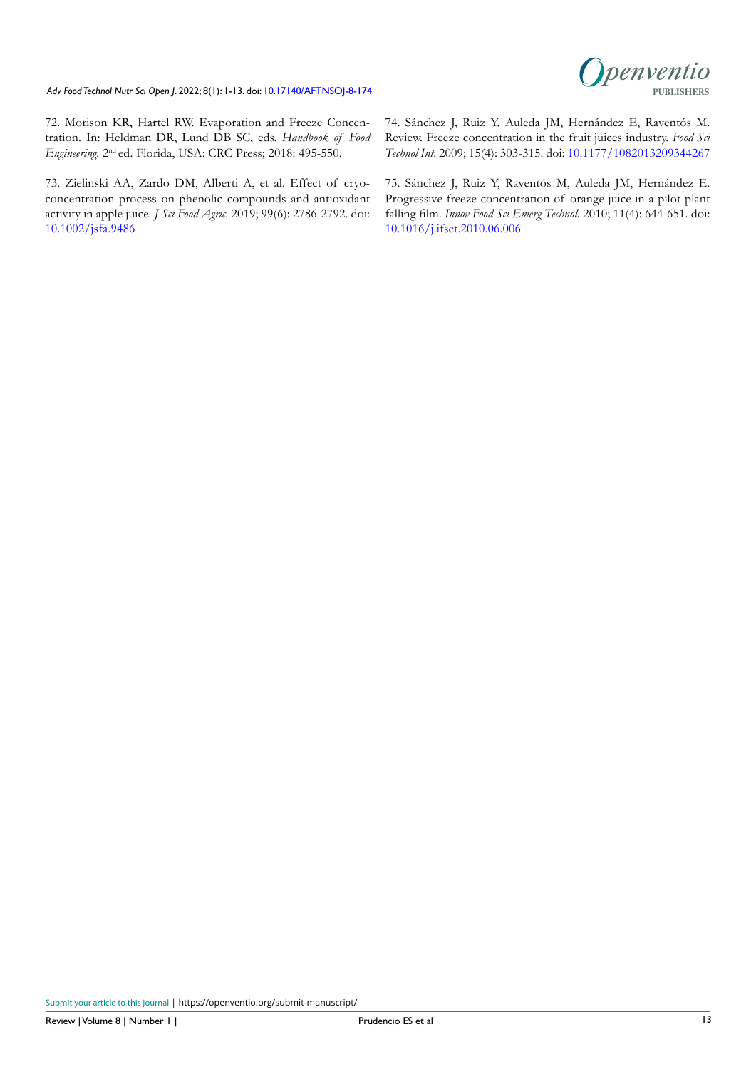72. Morison KR, Hartel RW. Evaporation and Freeze Concentration. In: Heldman DR, Lund DB SC, eds. *Handbook of Food Engineering.* 2nd ed. Florida, USA: CRC Press; 2018: 495-550.

73. Zielinski AA, Zardo DM, Alberti A, et al. Effect of cryoconcentration process on phenolic compounds and antioxidant activity in apple juice. *J Sci Food Agric.* 2019; 99(6): 2786-2792. doi: 10.1002/jsfa.9486

74. Sánchez J, Ruiz Y, Auleda JM, Hernández E, Raventós M. Review. Freeze concentration in the fruit juices industry. *Food Sci Technol Int.* 2009; 15(4): 303-315. doi: 10.1177/1082013209344267

75. Sánchez J, Ruiz Y, Raventós M, Auleda JM, Hernández E. Progressive freeze concentration of orange juice in a pilot plant falling film. *Innov Food Sci Emerg Technol.* 2010; 11(4): 644-651. doi: 10.1016/j.ifset.2010.06.006